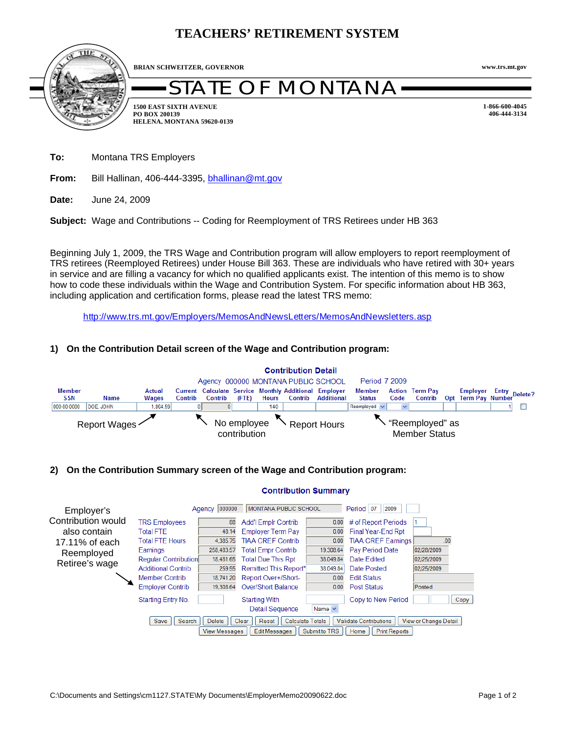# TEACHERS' RETIREMENT SYSTEM

**BRIAN SCHWEITZER, GOVERNOR** — www.trs.mt.gov

## STATE OF MONTANA

**1500 EAST SIXTH AVENUE**
**PO BOX 200139**
**HELENA, MONTANA 59620-0139**

**1-866-600-4045**
**406-444-3134**

**To:** Montana TRS Employers

**From:** Bill Hallinan, 406-444-3395, bhallinan@mt.gov

**Date:** June 24, 2009

**Subject:** Wage and Contributions -- Coding for Reemployment of TRS Retirees under HB 363

Beginning July 1, 2009, the TRS Wage and Contribution program will allow employers to report reemployment of TRS retirees (Reemployed Retirees) under House Bill 363. These are individuals who have retired with 30+ years in service and are filling a vacancy for which no qualified applicants exist. The intention of this memo is to show how to code these individuals within the Wage and Contribution System. For specific information about HB 363, including application and certification forms, please read the latest TRS memo:

http://www.trs.mt.gov/Employers/MemosAndNewsLetters/MemosAndNewsletters.asp

### 1) On the Contribution Detail screen of the Wage and Contribution program:

**Contribution Detail**

Agency 000000 MONTANA PUBLIC SCHOOL   Period 7 2009

| Member SSN | Name | Actual Wages | Current Contrib | Calculate Contrib | Service (FTE) | Monthly Hours | Additional Contrib | Employer Additional | Member Status | Action Code | Term Pay Contrib | Opt | Employer Term Pay | Entry Number | Delete? |
|---|---|---|---|---|---|---|---|---|---|---|---|---|---|---|---|
| 000-00-0000 | DOE, JOHN | 1,864.59 | 0 | 0 | | 140 | | | Reemployed | | | | | 1 | ☐ |

Report Wages — No employee contribution — Report Hours — "Reemployed" as Member Status

### 2) On the Contribution Summary screen of the Wage and Contribution program:

**Contribution Summary**

Agency 000000 MONTANA PUBLIC SCHOOL   Period 07 2009

| | | | | | |
|---|---|---|---|---|---|
| TRS Employees | 88 | Add'l Emplr Contrib | 0.00 | # of Report Periods | 1 |
| Total FTE | 48.14 | Employer Term Pay | 0.00 | Final Year-End Rpt | |
| Total FTE Hours | 4,385.75 | TIAA CREF Contrib | 0.00 | TIAA CREF Earnings | .00 |
| Earnings | 258,483.57 | Total Empr Contrib | 19,308.64 | Pay Period Date | 02/28/2009 |
| Regular Contribution | 18,481.65 | Total Due This Rpt | 38,049.84 | Date Edited | 02/25/2009 |
| Additional Contrib | 259.55 | Remitted This Report* | 38,049.84 | Date Posted | 02/25/2009 |
| Member Contrib | 18,741.20 | Report Over+/Short- | 0.00 | Edit Status | |
| Employer Contrib | 19,308.64 | Over/Short Balance | 0.00 | Post Status | Posted |
| Starting Entry No. | | Starting With Detail Sequence | Name | Copy to New Period | Copy |

Save | Search | Delete | Clear | Reset | Calculate Totals | Validate Contributions | View or Change Detail
View Messages | Edit Messages | Submit to TRS | Home | Print Reports

Employer's Contribution would also contain 17.11% of each Reemployed Retiree's wage

C:\Documents and Settings\cm1127.STATE\My Documents\EmployerMemo20090622.doc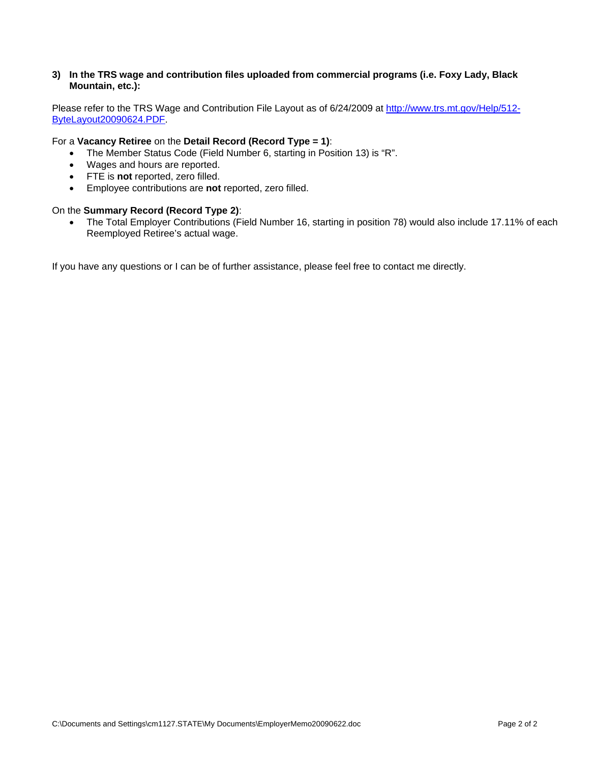**3) In the TRS wage and contribution files uploaded from commercial programs (i.e. Foxy Lady, Black Mountain, etc.):**

Please refer to the TRS Wage and Contribution File Layout as of 6/24/2009 at http://www.trs.mt.gov/Help/512-ByteLayout20090624.PDF.

For a **Vacancy Retiree** on the **Detail Record (Record Type = 1)**:

- The Member Status Code (Field Number 6, starting in Position 13) is "R".
- Wages and hours are reported.
- FTE is **not** reported, zero filled.
- Employee contributions are **not** reported, zero filled.

On the **Summary Record (Record Type 2)**:

- The Total Employer Contributions (Field Number 16, starting in position 78) would also include 17.11% of each Reemployed Retiree's actual wage.

If you have any questions or I can be of further assistance, please feel free to contact me directly.

C:\Documents and Settings\cm1127.STATE\My Documents\EmployerMemo20090622.doc